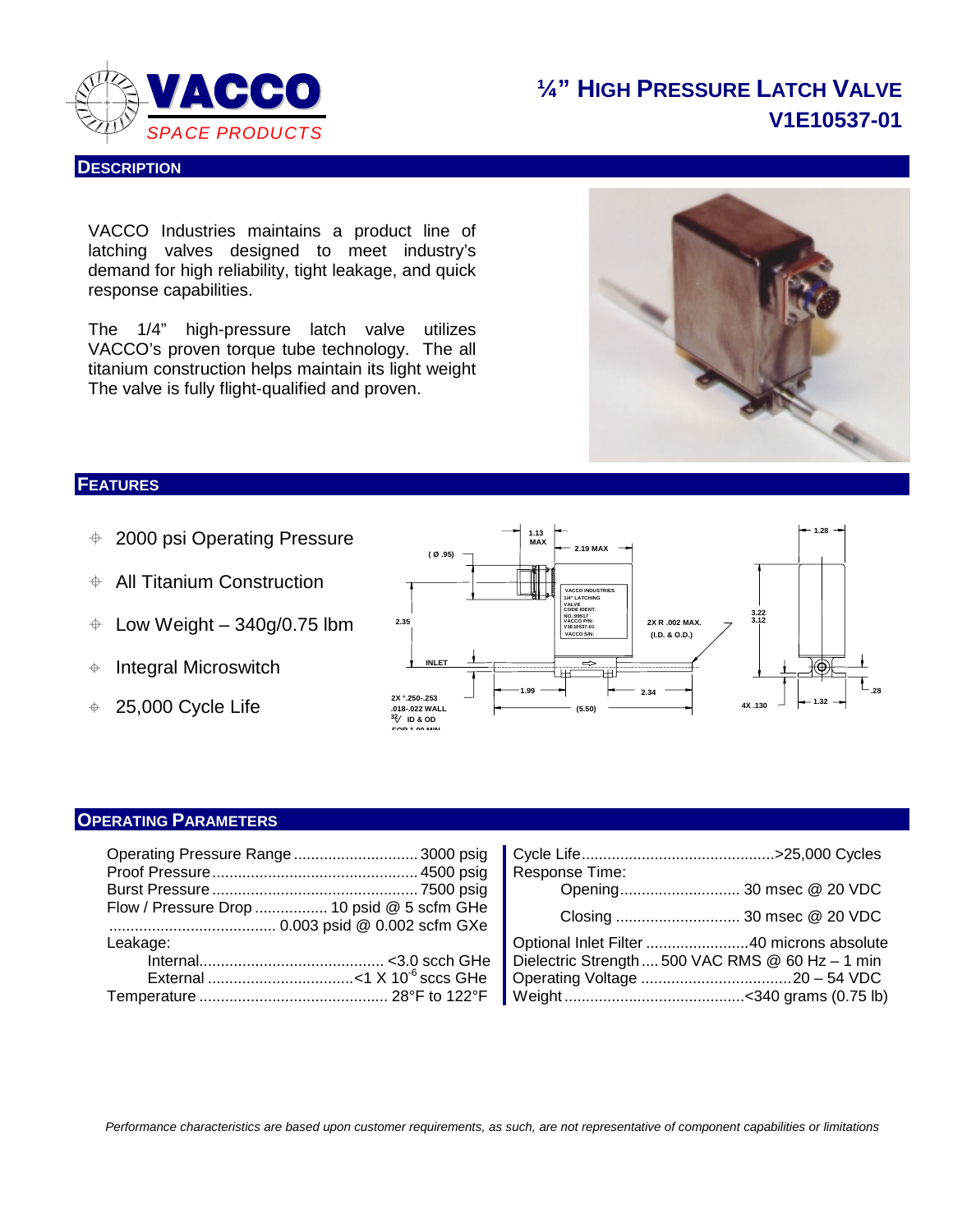VACCO
*SPACE PRODUCTS*

# ¼" HIGH PRESSURE LATCH VALVE
# V1E10537-01

## DESCRIPTION

VACCO Industries maintains a product line of latching valves designed to meet industry's demand for high reliability, tight leakage, and quick response capabilities.

The 1/4" high-pressure latch valve utilizes VACCO's proven torque tube technology. The all titanium construction helps maintain its light weight The valve is fully flight-qualified and proven.

## FEATURES

- 2000 psi Operating Pressure
- All Titanium Construction
- Low Weight – 340g/0.75 lbm
- Integral Microswitch
- 25,000 Cycle Life

## OPERATING PARAMETERS

| Parameter | Value |
|---|---|
| Operating Pressure Range | 3000 psig |
| Proof Pressure | 4500 psig |
| Burst Pressure | 7500 psig |
| Flow / Pressure Drop | 10 psid @ 5 scfm GHe |
| | 0.003 psid @ 0.002 scfm GXe |
| Leakage: | |
| Internal | <3.0 scch GHe |
| External | <1 X $10^{-6}$ sccs GHe |
| Temperature | 28°F to 122°F |

| Parameter | Value |
|---|---|
| Cycle Life | >25,000 Cycles |
| Response Time: | |
| Opening | 30 msec @ 20 VDC |
| Closing | 30 msec @ 20 VDC |
| Optional Inlet Filter | 40 microns absolute |
| Dielectric Strength | 500 VAC RMS @ 60 Hz – 1 min |
| Operating Voltage | 20 – 54 VDC |
| Weight | <340 grams (0.75 lb) |

*Performance characteristics are based upon customer requirements, as such, are not representative of component capabilities or limitations*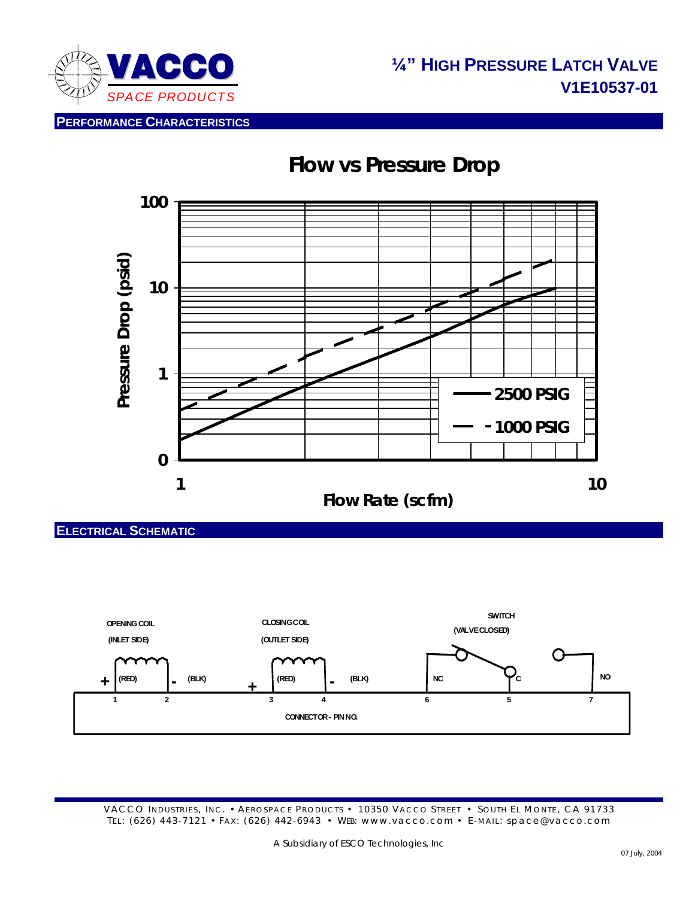# ¼" High Pressure Latch Valve
## V1E10537-01

## Performance Characteristics

**Flow vs Pressure Drop**

Pressure Drop (psid): 0, 1, 10, 100

Flow Rate (scfm): 1, 10

Legend: 2500 PSIG (solid), 1000 PSIG (dashed)

## Electrical Schematic

OPENING COIL (INLET SIDE): + (RED) pin 1, - (BLK) pin 2

CLOSING COIL (OUTLET SIDE): + (RED) pin 3, - (BLK) pin 4

SWITCH (VALVE CLOSED): NC pin 6, C pin 5, NO pin 7

CONNECTOR - PIN NO.

VACCO Industries, Inc. • Aerospace Products • 10350 Vacco Street • South El Monte, CA 91733
Tel: (626) 443-7121 • Fax: (626) 442-6943 • Web: www.vacco.com • E-mail: space@vacco.com

A Subsidiary of ESCO Technologies, Inc

07 July, 2004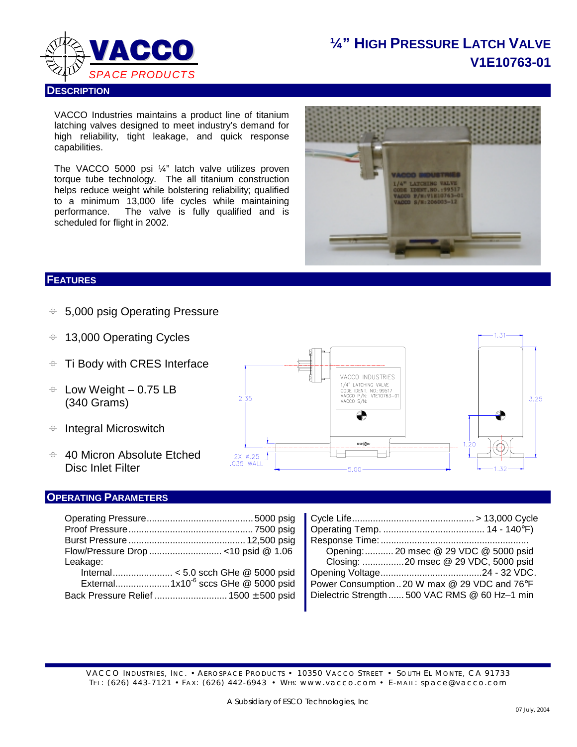# ¼" HIGH PRESSURE LATCH VALVE
# V1E10763-01

## DESCRIPTION

VACCO Industries maintains a product line of titanium latching valves designed to meet industry's demand for high reliability, tight leakage, and quick response capabilities.

The VACCO 5000 psi ¼" latch valve utilizes proven torque tube technology. The all titanium construction helps reduce weight while bolstering reliability; qualified to a minimum 13,000 life cycles while maintaining performance. The valve is fully qualified and is scheduled for flight in 2002.

## FEATURES

- 5,000 psig Operating Pressure
- 13,000 Operating Cycles
- Ti Body with CRES Interface
- Low Weight – 0.75 LB (340 Grams)
- Integral Microswitch
- 40 Micron Absolute Etched Disc Inlet Filter

## OPERATING PARAMETERS

| Parameter | Value |
|---|---|
| Operating Pressure | 5000 psig |
| Proof Pressure | 7500 psig |
| Burst Pressure | 12,500 psig |
| Flow/Pressure Drop | <10 psid @ 1.06 |
| Leakage: | |
| Internal | < 5.0 scch GHe @ 5000 psid |
| External | $1x10^{-6}$ sccs GHe @ 5000 psid |
| Back Pressure Relief | 1500 ±500 psid |

| Parameter | Value |
|---|---|
| Cycle Life | > 13,000 Cycle |
| Operating Temp. | 14 - 140°F) |
| Response Time: | |
| Opening: | 20 msec @ 29 VDC @ 5000 psid |
| Closing: | 20 msec @ 29 VDC, 5000 psid |
| Opening Voltage | 24 - 32 VDC. |
| Power Consumption | 20 W max @ 29 VDC and 76°F |
| Dielectric Strength | 500 VAC RMS @ 60 Hz–1 min |

VACCO INDUSTRIES, INC. • AEROSPACE PRODUCTS • 10350 VACCO STREET • SOUTH EL MONTE, CA 91733
TEL: (626) 443-7121 • FAX: (626) 442-6943 • WEB: www.vacco.com • E-MAIL: space@vacco.com

A Subsidiary of ESCO Technologies, Inc

07 July, 2004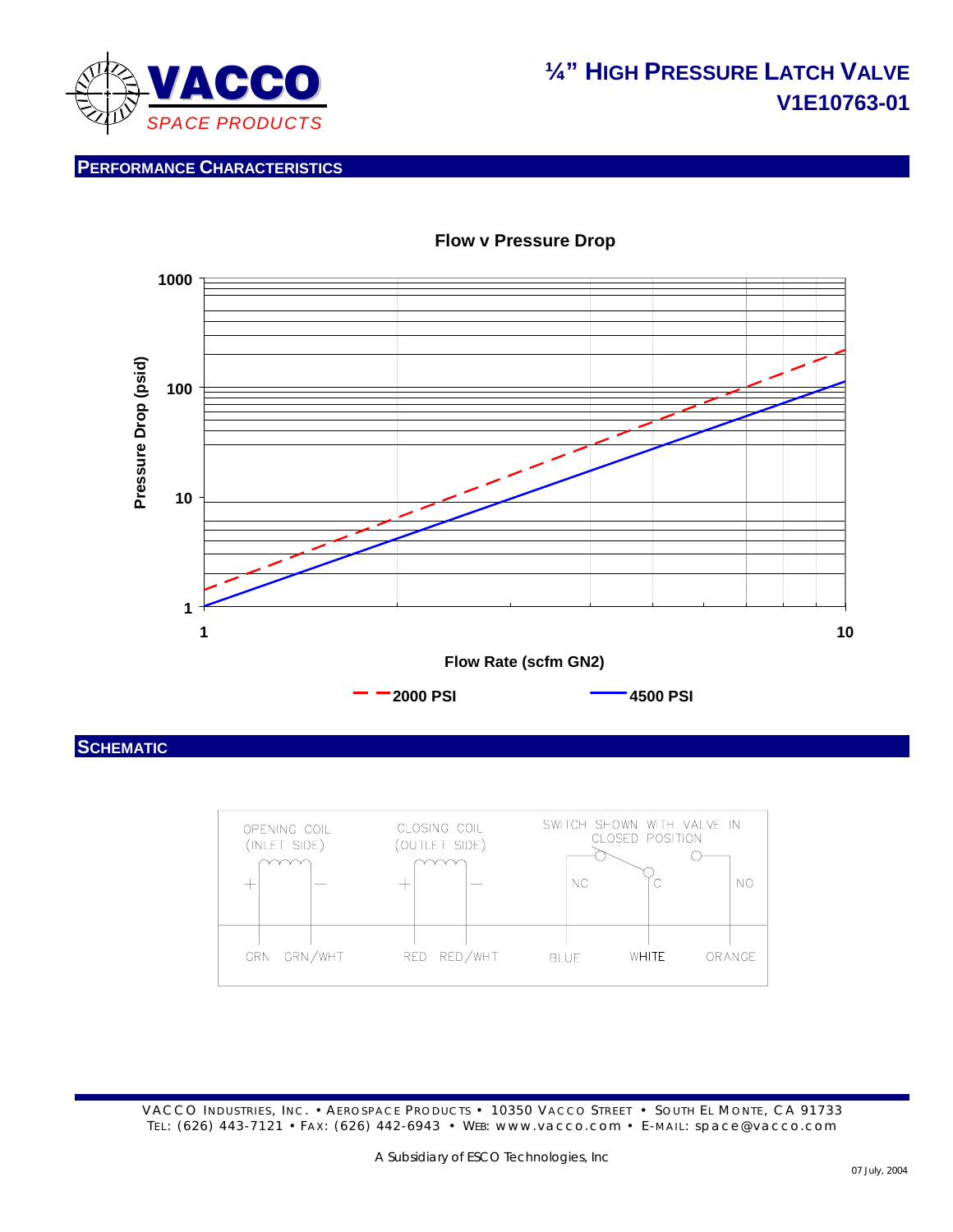# ¼" HIGH PRESSURE LATCH VALVE
# V1E10763-01

## PERFORMANCE CHARACTERISTICS

**Flow v Pressure Drop**

Pressure Drop (psid): 1, 10, 100, 1000

Flow Rate (scfm GN2): 1, 10

- 2000 PSI
- 4500 PSI

## SCHEMATIC

| OPENING COIL (INLET SIDE) | | CLOSING COIL (OUTLET SIDE) | | SWITCH SHOWN WITH VALVE IN CLOSED POSITION | | |
|---|---|---|---|---|---|---|
| + | − | + | − | NC | C | NO |
| GRN | GRN/WHT | RED | RED/WHT | BLUE | WHITE | ORANGE |

VACCO INDUSTRIES, INC. • AEROSPACE PRODUCTS • 10350 VACCO STREET • SOUTH EL MONTE, CA 91733
TEL: (626) 443-7121 • FAX: (626) 442-6943 • WEB: www.vacco.com • E-MAIL: space@vacco.com

A Subsidiary of ESCO Technologies, Inc

07 July, 2004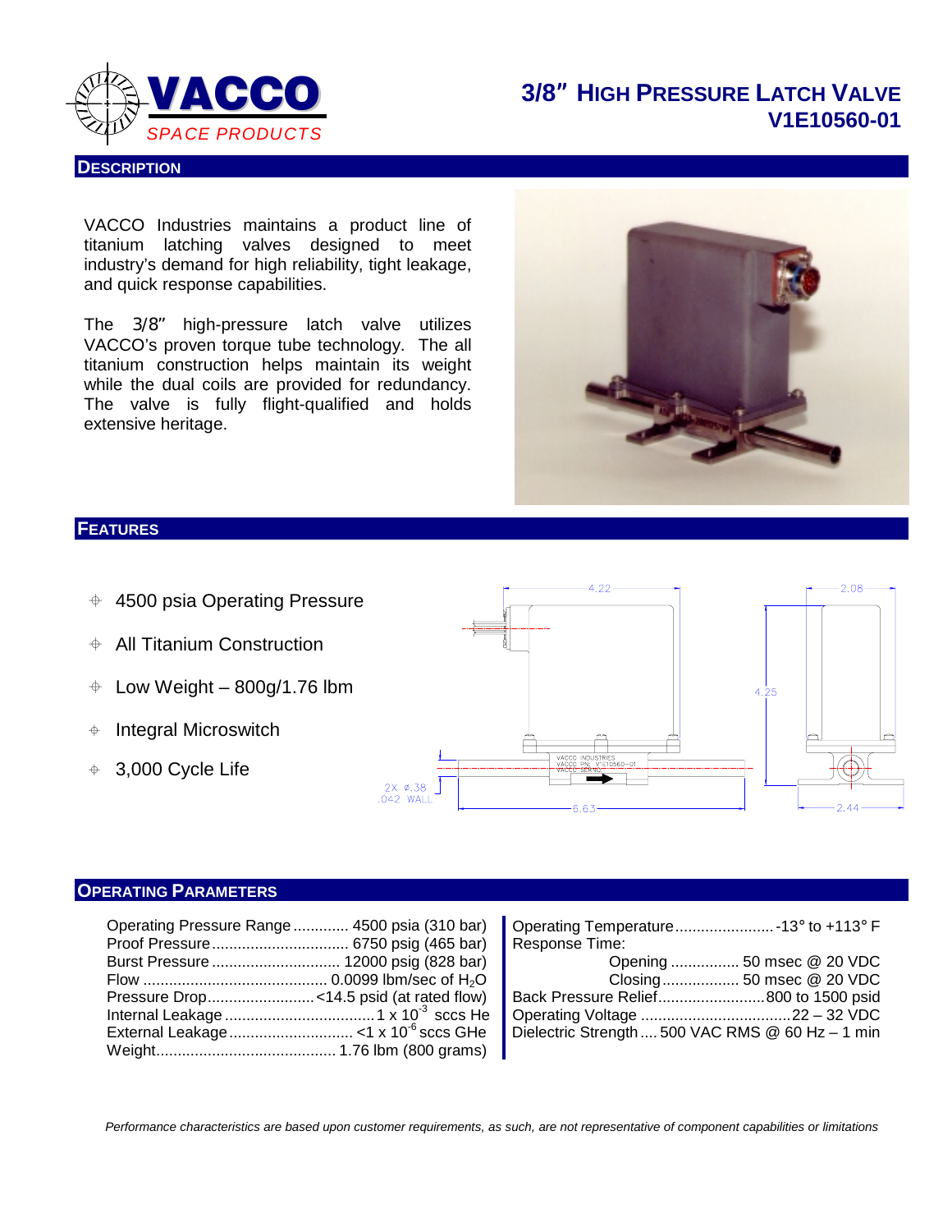# 3/8″ High Pressure Latch Valve V1E10560-01

VACCO SPACE PRODUCTS

## Description

VACCO Industries maintains a product line of titanium latching valves designed to meet industry's demand for high reliability, tight leakage, and quick response capabilities.

The 3/8″ high-pressure latch valve utilizes VACCO's proven torque tube technology. The all titanium construction helps maintain its weight while the dual coils are provided for redundancy. The valve is fully flight-qualified and holds extensive heritage.

## Features

- 4500 psia Operating Pressure
- All Titanium Construction
- Low Weight – 800g/1.76 lbm
- Integral Microswitch
- 3,000 Cycle Life

## Operating Parameters

| Parameter | Value |
|---|---|
| Operating Pressure Range | 4500 psia (310 bar) |
| Proof Pressure | 6750 psig (465 bar) |
| Burst Pressure | 12000 psig (828 bar) |
| Flow | 0.0099 lbm/sec of $H_2O$ |
| Pressure Drop | <14.5 psid (at rated flow) |
| Internal Leakage | 1 x $10^{-3}$ sccs He |
| External Leakage | <1 x $10^{-6}$ sccs GHe |
| Weight | 1.76 lbm (800 grams) |

| Parameter | Value |
|---|---|
| Operating Temperature | -13° to +113° F |
| Response Time: | |
| Opening | 50 msec @ 20 VDC |
| Closing | 50 msec @ 20 VDC |
| Back Pressure Relief | 800 to 1500 psid |
| Operating Voltage | 22 – 32 VDC |
| Dielectric Strength | 500 VAC RMS @ 60 Hz – 1 min |

*Performance characteristics are based upon customer requirements, as such, are not representative of component capabilities or limitations*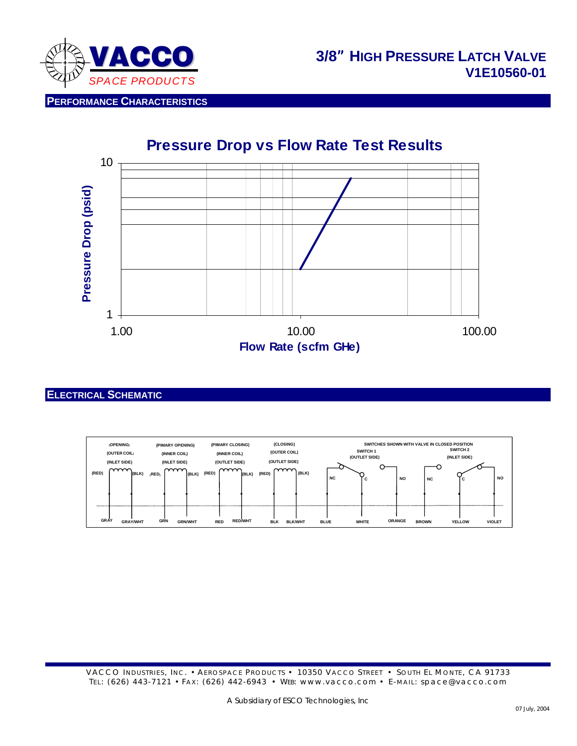# 3/8″ High Pressure Latch Valve V1E10560-01

## Performance Characteristics

**Pressure Drop vs Flow Rate Test Results**

Pressure Drop (psid)

Flow Rate (scfm GHe)

1.00 10.00 100.00

## Electrical Schematic

SWITCHES SHOWN WITH VALVE IN CLOSED POSITION

| Coil / Switch | Leads |
|---|---|
| (OPENING) (OUTER COIL) (INLET SIDE) | (RED) GRAY, (BLK) GRAY/WHT |
| (PIMARY OPENING) (INNER COIL) (INLET SIDE) | (RED) GRN, (BLK) GRN/WHT |
| (PIMARY CLOSING) (INNER COIL) (OUTLET SIDE) | (RED) RED, (BLK) RED/WHT |
| (CLOSING) (OUTER COIL) (OUTLET SIDE) | (RED) BLK, (BLK) BLK/WHT |
| SWITCH 1 (OUTLET SIDE) | NC BLUE, C WHITE, NO ORANGE |
| SWITCH 2 (INLET SIDE) | NC BROWN, C YELLOW, NO VIOLET |

---

VACCO Industries, Inc. • Aerospace Products • 10350 Vacco Street • South El Monte, CA 91733
Tel: (626) 443-7121 • Fax: (626) 442-6943 • Web: www.vacco.com • E-mail: space@vacco.com

A Subsidiary of ESCO Technologies, Inc

07 July, 2004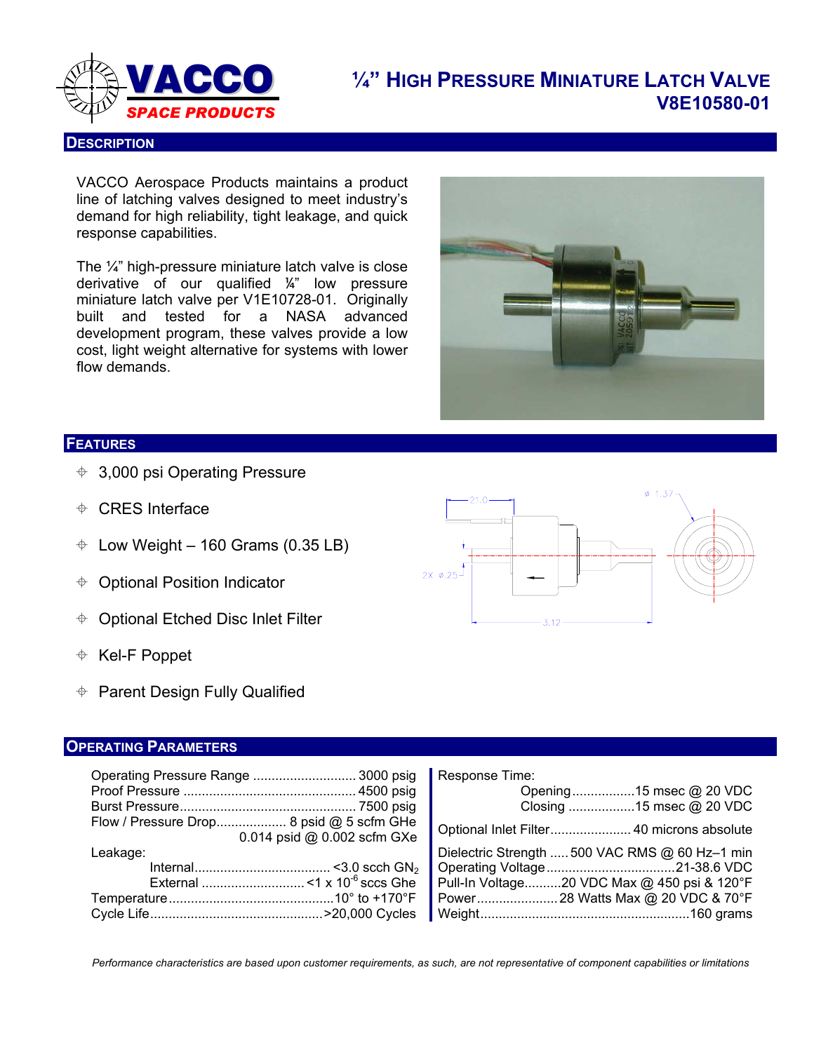# VACCO SPACE PRODUCTS

# ¼" High Pressure Miniature Latch Valve V8E10580-01

## Description

VACCO Aerospace Products maintains a product line of latching valves designed to meet industry's demand for high reliability, tight leakage, and quick response capabilities.

The ¼" high-pressure miniature latch valve is close derivative of our qualified ¼" low pressure miniature latch valve per V1E10728-01. Originally built and tested for a NASA advanced development program, these valves provide a low cost, light weight alternative for systems with lower flow demands.

## Features

- 3,000 psi Operating Pressure
- CRES Interface
- Low Weight – 160 Grams (0.35 LB)
- Optional Position Indicator
- Optional Etched Disc Inlet Filter
- Kel-F Poppet
- Parent Design Fully Qualified

21.0

ø 1.37

2X ø.25

3.12

## Operating Parameters

| Parameter | Value |
|---|---|
| Operating Pressure Range | 3000 psig |
| Proof Pressure | 4500 psig |
| Burst Pressure | 7500 psig |
| Flow / Pressure Drop | 8 psid @ 5 scfm GHe<br>0.014 psid @ 0.002 scfm GXe |
| Leakage: Internal | <3.0 scch $GN_2$ |
| Leakage: External | <1 x $10^{-6}$ sccs Ghe |
| Temperature | 10° to +170°F |
| Cycle Life | >20,000 Cycles |
| Response Time: Opening | 15 msec @ 20 VDC |
| Response Time: Closing | 15 msec @ 20 VDC |
| Optional Inlet Filter | 40 microns absolute |
| Dielectric Strength | 500 VAC RMS @ 60 Hz–1 min |
| Operating Voltage | 21-38.6 VDC |
| Pull-In Voltage | 20 VDC Max @ 450 psi & 120°F |
| Power | 28 Watts Max @ 20 VDC & 70°F |
| Weight | 160 grams |

*Performance characteristics are based upon customer requirements, as such, are not representative of component capabilities or limitations*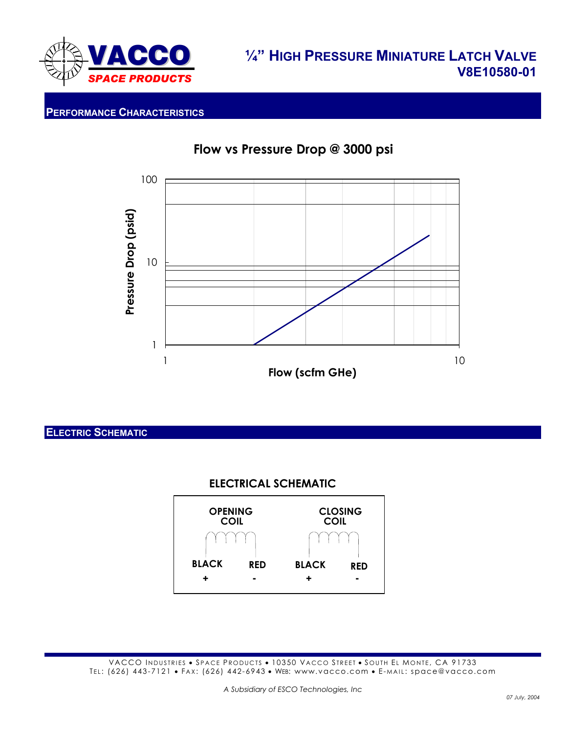# ¼" HIGH PRESSURE MINIATURE LATCH VALVE
## V8E10580-01

## PERFORMANCE CHARACTERISTICS

**Flow vs Pressure Drop @ 3000 psi**

Pressure Drop (psid)

100

10

1

1

10

Flow (scfm GHe)

## ELECTRIC SCHEMATIC

**ELECTRICAL SCHEMATIC**

OPENING COIL

CLOSING COIL

BLACK +

RED -

BLACK +

RED -

VACCO INDUSTRIES • SPACE PRODUCTS • 10350 VACCO STREET • SOUTH EL MONTE, CA 91733
TEL: (626) 443-7121 • FAX: (626) 442-6943 • WEB: www.vacco.com • E-MAIL: space@vacco.com

*A Subsidiary of ESCO Technologies, Inc*

*07 July, 2004*